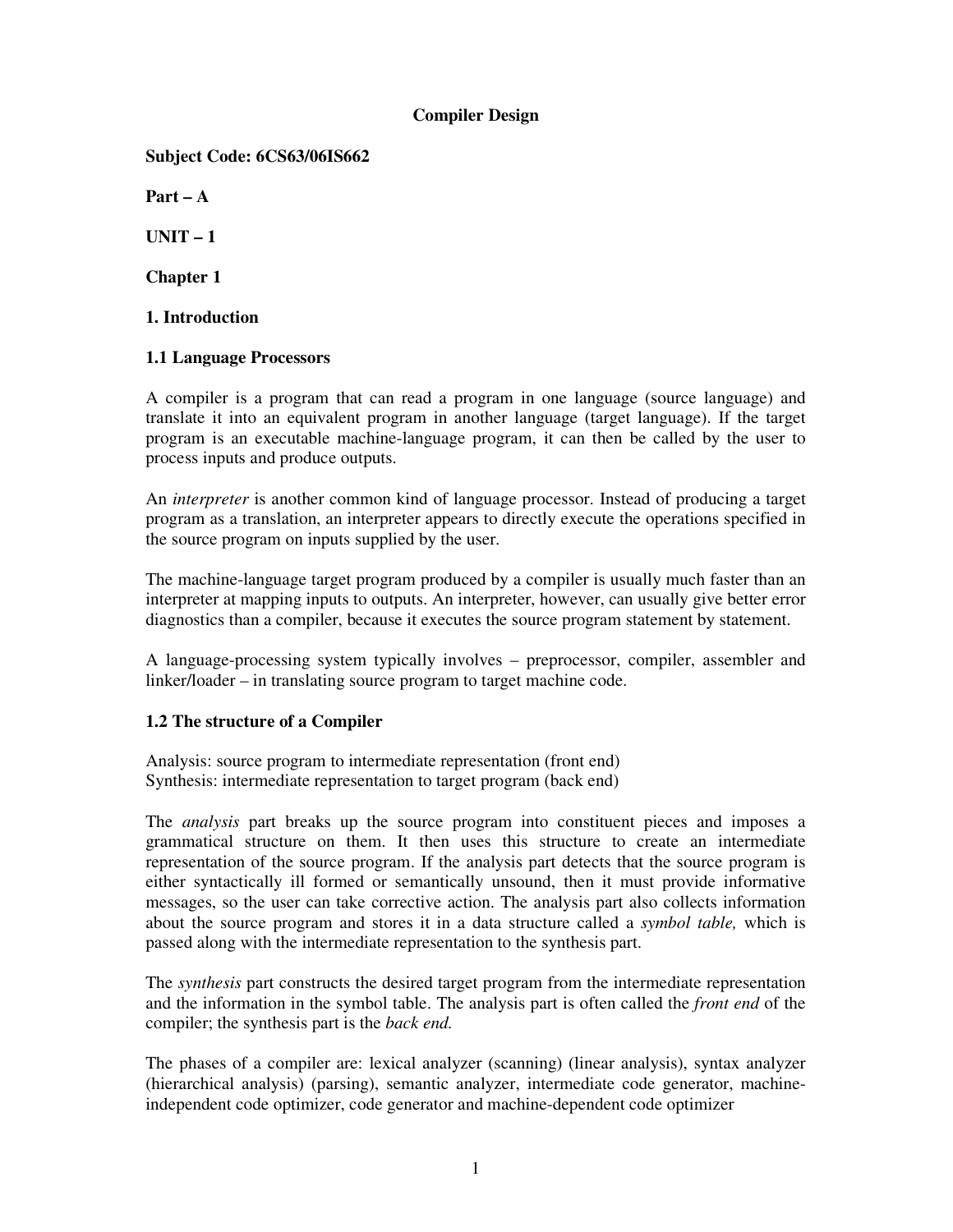# Compiler Design

**Subject Code: 6CS63/06IS662**

**Part – A**

**UNIT – 1**

**Chapter 1**

## 1. Introduction

### 1.1 Language Processors

A compiler is a program that can read a program in one language (source language) and translate it into an equivalent program in another language (target language). If the target program is an executable machine-language program, it can then be called by the user to process inputs and produce outputs.

An *interpreter* is another common kind of language processor. Instead of producing a target program as a translation, an interpreter appears to directly execute the operations specified in the source program on inputs supplied by the user.

The machine-language target program produced by a compiler is usually much faster than an interpreter at mapping inputs to outputs. An interpreter, however, can usually give better error diagnostics than a compiler, because it executes the source program statement by statement.

A language-processing system typically involves – preprocessor, compiler, assembler and linker/loader – in translating source program to target machine code.

### 1.2 The structure of a Compiler

Analysis: source program to intermediate representation (front end)
Synthesis: intermediate representation to target program (back end)

The *analysis* part breaks up the source program into constituent pieces and imposes a grammatical structure on them. It then uses this structure to create an intermediate representation of the source program. If the analysis part detects that the source program is either syntactically ill formed or semantically unsound, then it must provide informative messages, so the user can take corrective action. The analysis part also collects information about the source program and stores it in a data structure called a *symbol table,* which is passed along with the intermediate representation to the synthesis part.

The *synthesis* part constructs the desired target program from the intermediate representation and the information in the symbol table. The analysis part is often called the *front end* of the compiler; the synthesis part is the *back end.*

The phases of a compiler are: lexical analyzer (scanning) (linear analysis), syntax analyzer (hierarchical analysis) (parsing), semantic analyzer, intermediate code generator, machine-independent code optimizer, code generator and machine-dependent code optimizer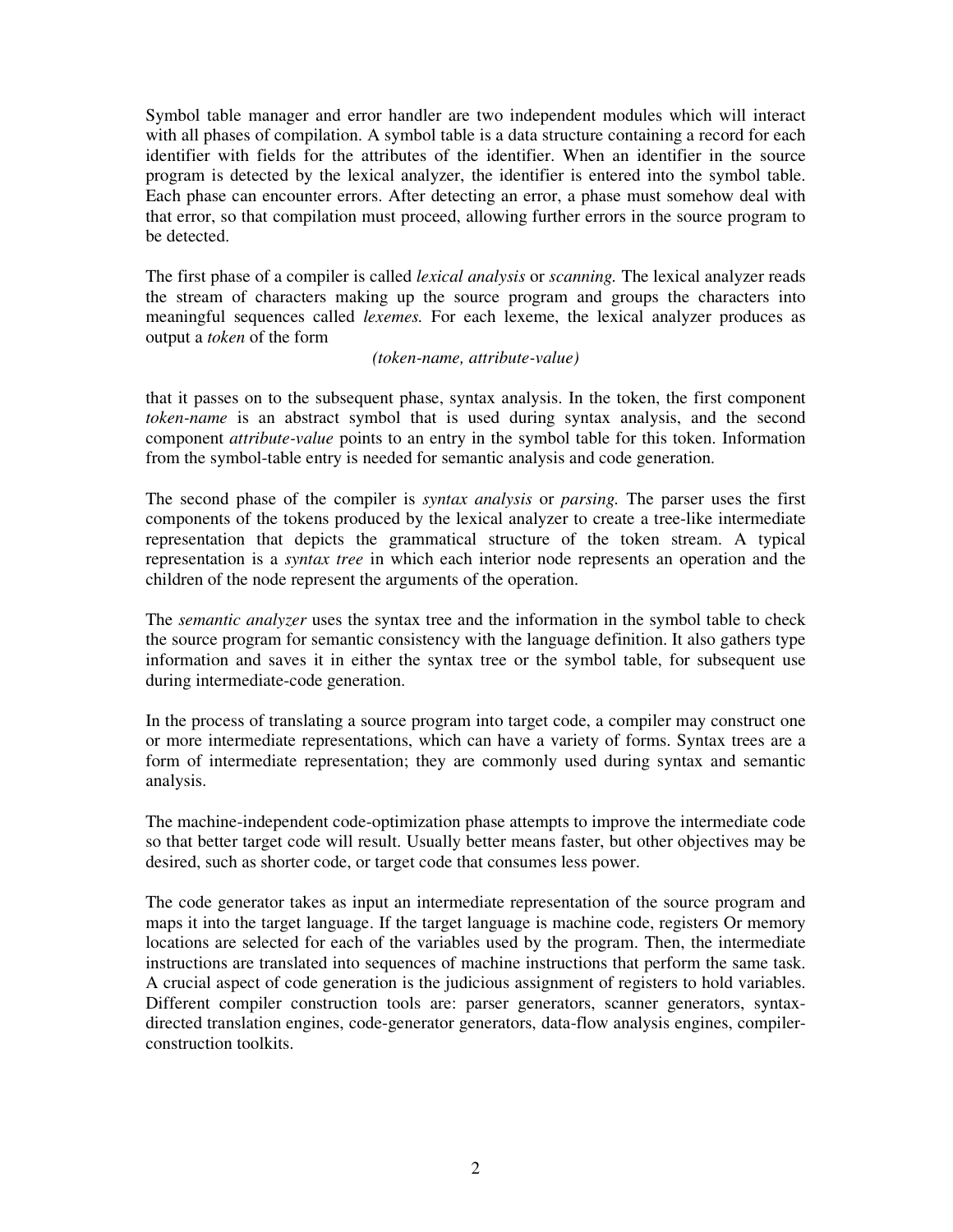Symbol table manager and error handler are two independent modules which will interact with all phases of compilation. A symbol table is a data structure containing a record for each identifier with fields for the attributes of the identifier. When an identifier in the source program is detected by the lexical analyzer, the identifier is entered into the symbol table. Each phase can encounter errors. After detecting an error, a phase must somehow deal with that error, so that compilation must proceed, allowing further errors in the source program to be detected.

The first phase of a compiler is called *lexical analysis* or *scanning.* The lexical analyzer reads the stream of characters making up the source program and groups the characters into meaningful sequences called *lexemes.* For each lexeme, the lexical analyzer produces as output a *token* of the form

*(token-name, attribute-value)*

that it passes on to the subsequent phase, syntax analysis. In the token, the first component *token-name* is an abstract symbol that is used during syntax analysis, and the second component *attribute-value* points to an entry in the symbol table for this token. Information from the symbol-table entry is needed for semantic analysis and code generation.

The second phase of the compiler is *syntax analysis* or *parsing.* The parser uses the first components of the tokens produced by the lexical analyzer to create a tree-like intermediate representation that depicts the grammatical structure of the token stream. A typical representation is a *syntax tree* in which each interior node represents an operation and the children of the node represent the arguments of the operation.

The *semantic analyzer* uses the syntax tree and the information in the symbol table to check the source program for semantic consistency with the language definition. It also gathers type information and saves it in either the syntax tree or the symbol table, for subsequent use during intermediate-code generation.

In the process of translating a source program into target code, a compiler may construct one or more intermediate representations, which can have a variety of forms. Syntax trees are a form of intermediate representation; they are commonly used during syntax and semantic analysis.

The machine-independent code-optimization phase attempts to improve the intermediate code so that better target code will result. Usually better means faster, but other objectives may be desired, such as shorter code, or target code that consumes less power.

The code generator takes as input an intermediate representation of the source program and maps it into the target language. If the target language is machine code, registers Or memory locations are selected for each of the variables used by the program. Then, the intermediate instructions are translated into sequences of machine instructions that perform the same task. A crucial aspect of code generation is the judicious assignment of registers to hold variables. Different compiler construction tools are: parser generators, scanner generators, syntax-directed translation engines, code-generator generators, data-flow analysis engines, compiler-construction toolkits.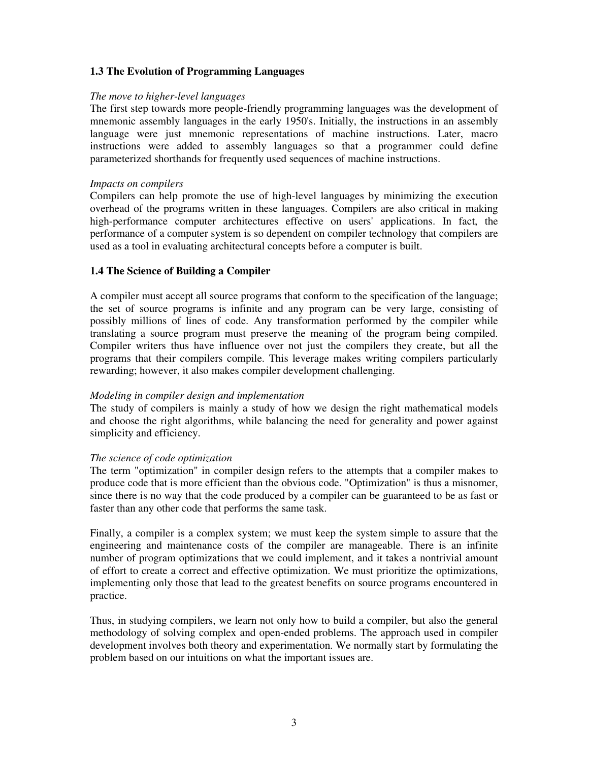## 1.3 The Evolution of Programming Languages

*The move to higher-level languages*

The first step towards more people-friendly programming languages was the development of mnemonic assembly languages in the early 1950's. Initially, the instructions in an assembly language were just mnemonic representations of machine instructions. Later, macro instructions were added to assembly languages so that a programmer could define parameterized shorthands for frequently used sequences of machine instructions.

*Impacts on compilers*

Compilers can help promote the use of high-level languages by minimizing the execution overhead of the programs written in these languages. Compilers are also critical in making high-performance computer architectures effective on users' applications. In fact, the performance of a computer system is so dependent on compiler technology that compilers are used as a tool in evaluating architectural concepts before a computer is built.

## 1.4 The Science of Building a Compiler

A compiler must accept all source programs that conform to the specification of the language; the set of source programs is infinite and any program can be very large, consisting of possibly millions of lines of code. Any transformation performed by the compiler while translating a source program must preserve the meaning of the program being compiled. Compiler writers thus have influence over not just the compilers they create, but all the programs that their compilers compile. This leverage makes writing compilers particularly rewarding; however, it also makes compiler development challenging.

*Modeling in compiler design and implementation*

The study of compilers is mainly a study of how we design the right mathematical models and choose the right algorithms, while balancing the need for generality and power against simplicity and efficiency.

*The science of code optimization*

The term "optimization" in compiler design refers to the attempts that a compiler makes to produce code that is more efficient than the obvious code. "Optimization" is thus a misnomer, since there is no way that the code produced by a compiler can be guaranteed to be as fast or faster than any other code that performs the same task.

Finally, a compiler is a complex system; we must keep the system simple to assure that the engineering and maintenance costs of the compiler are manageable. There is an infinite number of program optimizations that we could implement, and it takes a nontrivial amount of effort to create a correct and effective optimization. We must prioritize the optimizations, implementing only those that lead to the greatest benefits on source programs encountered in practice.

Thus, in studying compilers, we learn not only how to build a compiler, but also the general methodology of solving complex and open-ended problems. The approach used in compiler development involves both theory and experimentation. We normally start by formulating the problem based on our intuitions on what the important issues are.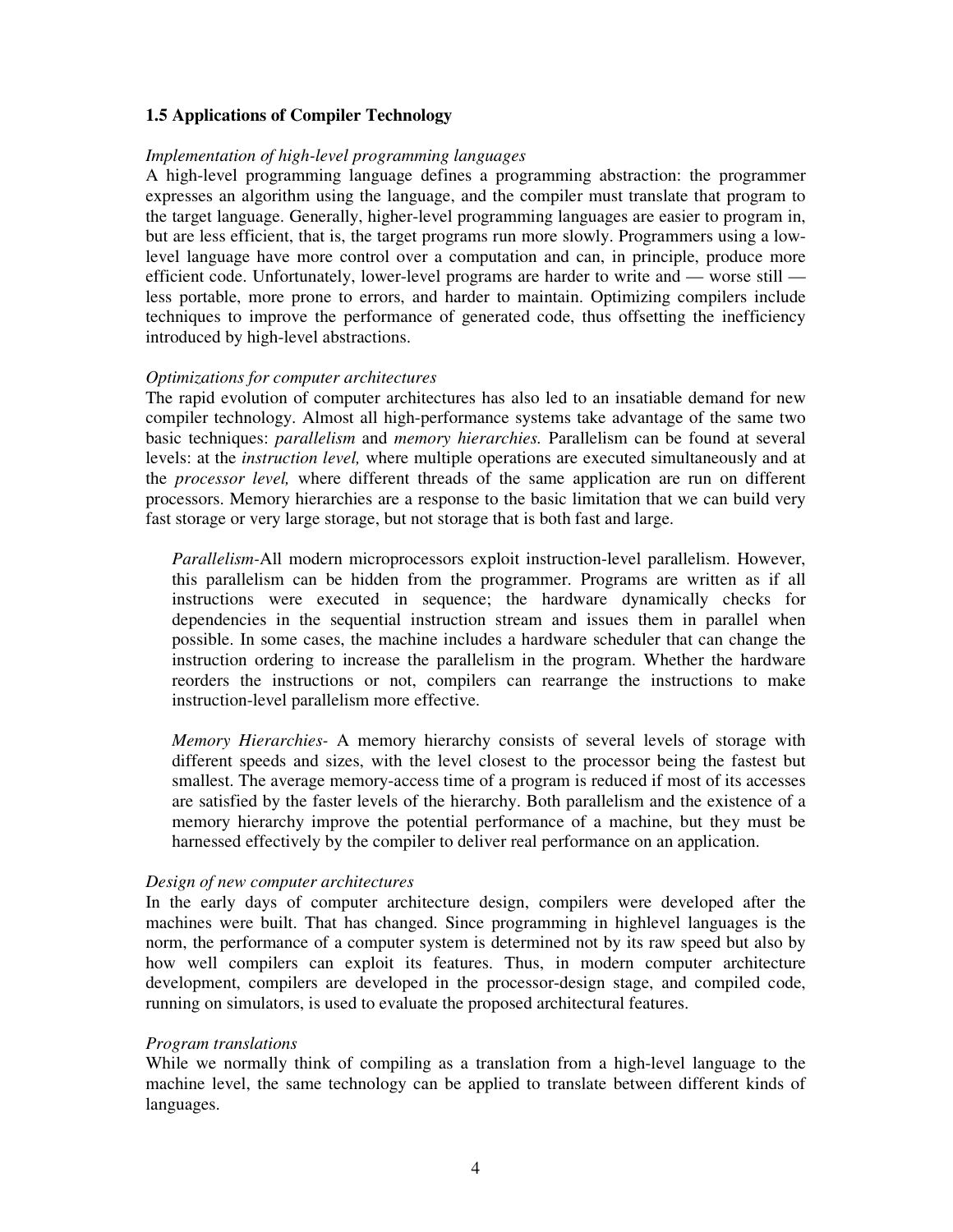### 1.5 Applications of Compiler Technology

*Implementation of high-level programming languages*

A high-level programming language defines a programming abstraction: the programmer expresses an algorithm using the language, and the compiler must translate that program to the target language. Generally, higher-level programming languages are easier to program in, but are less efficient, that is, the target programs run more slowly. Programmers using a low-level language have more control over a computation and can, in principle, produce more efficient code. Unfortunately, lower-level programs are harder to write and — worse still — less portable, more prone to errors, and harder to maintain. Optimizing compilers include techniques to improve the performance of generated code, thus offsetting the inefficiency introduced by high-level abstractions.

*Optimizations for computer architectures*

The rapid evolution of computer architectures has also led to an insatiable demand for new compiler technology. Almost all high-performance systems take advantage of the same two basic techniques: *parallelism* and *memory hierarchies.* Parallelism can be found at several levels: at the *instruction level,* where multiple operations are executed simultaneously and at the *processor level,* where different threads of the same application are run on different processors. Memory hierarchies are a response to the basic limitation that we can build very fast storage or very large storage, but not storage that is both fast and large.

> *Parallelism*-All modern microprocessors exploit instruction-level parallelism. However, this parallelism can be hidden from the programmer. Programs are written as if all instructions were executed in sequence; the hardware dynamically checks for dependencies in the sequential instruction stream and issues them in parallel when possible. In some cases, the machine includes a hardware scheduler that can change the instruction ordering to increase the parallelism in the program. Whether the hardware reorders the instructions or not, compilers can rearrange the instructions to make instruction-level parallelism more effective.
>
> *Memory Hierarchies-* A memory hierarchy consists of several levels of storage with different speeds and sizes, with the level closest to the processor being the fastest but smallest. The average memory-access time of a program is reduced if most of its accesses are satisfied by the faster levels of the hierarchy. Both parallelism and the existence of a memory hierarchy improve the potential performance of a machine, but they must be harnessed effectively by the compiler to deliver real performance on an application.

*Design of new computer architectures*

In the early days of computer architecture design, compilers were developed after the machines were built. That has changed. Since programming in highlevel languages is the norm, the performance of a computer system is determined not by its raw speed but also by how well compilers can exploit its features. Thus, in modern computer architecture development, compilers are developed in the processor-design stage, and compiled code, running on simulators, is used to evaluate the proposed architectural features.

*Program translations*

While we normally think of compiling as a translation from a high-level language to the machine level, the same technology can be applied to translate between different kinds of languages.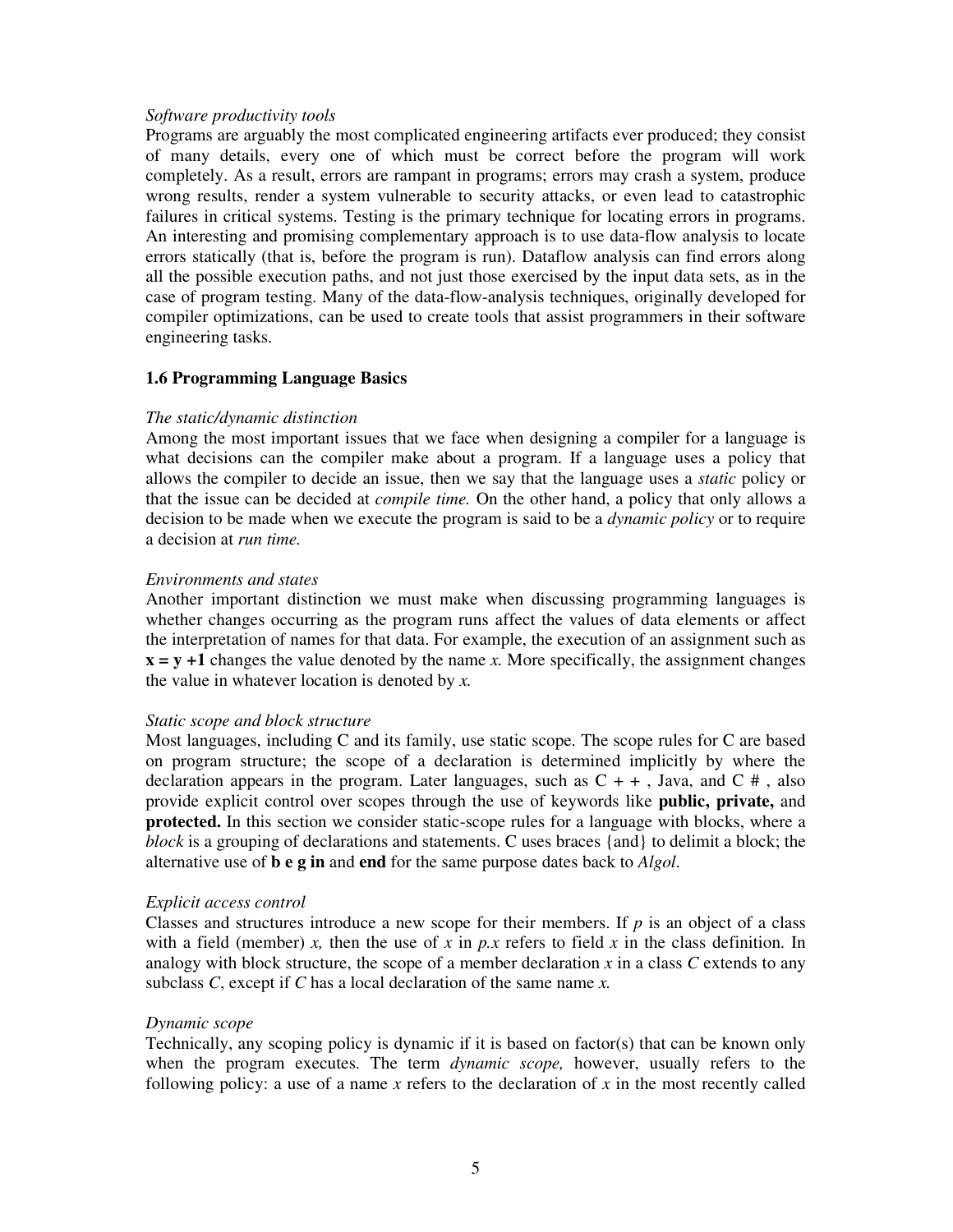*Software productivity tools*

Programs are arguably the most complicated engineering artifacts ever produced; they consist of many details, every one of which must be correct before the program will work completely. As a result, errors are rampant in programs; errors may crash a system, produce wrong results, render a system vulnerable to security attacks, or even lead to catastrophic failures in critical systems. Testing is the primary technique for locating errors in programs. An interesting and promising complementary approach is to use data-flow analysis to locate errors statically (that is, before the program is run). Dataflow analysis can find errors along all the possible execution paths, and not just those exercised by the input data sets, as in the case of program testing. Many of the data-flow-analysis techniques, originally developed for compiler optimizations, can be used to create tools that assist programmers in their software engineering tasks.

### 1.6 Programming Language Basics

*The static/dynamic distinction*

Among the most important issues that we face when designing a compiler for a language is what decisions can the compiler make about a program. If a language uses a policy that allows the compiler to decide an issue, then we say that the language uses a *static* policy or that the issue can be decided at *compile time.* On the other hand, a policy that only allows a decision to be made when we execute the program is said to be a *dynamic policy* or to require a decision at *run time.*

*Environments and states*

Another important distinction we must make when discussing programming languages is whether changes occurring as the program runs affect the values of data elements or affect the interpretation of names for that data. For example, the execution of an assignment such as **x = y +1** changes the value denoted by the name *x.* More specifically, the assignment changes the value in whatever location is denoted by *x.*

*Static scope and block structure*

Most languages, including C and its family, use static scope. The scope rules for C are based on program structure; the scope of a declaration is determined implicitly by where the declaration appears in the program. Later languages, such as C + + , Java, and C # , also provide explicit control over scopes through the use of keywords like **public, private,** and **protected.** In this section we consider static-scope rules for a language with blocks, where a *block* is a grouping of declarations and statements. C uses braces {and} to delimit a block; the alternative use of **b e g in** and **end** for the same purpose dates back to *Algol*.

*Explicit access control*

Classes and structures introduce a new scope for their members. If *p* is an object of a class with a field (member) *x,* then the use of *x* in *p.x* refers to field *x* in the class definition. In analogy with block structure, the scope of a member declaration *x* in a class *C* extends to any subclass *C*, except if *C* has a local declaration of the same name *x.*

*Dynamic scope*

Technically, any scoping policy is dynamic if it is based on factor(s) that can be known only when the program executes. The term *dynamic scope,* however, usually refers to the following policy: a use of a name *x* refers to the declaration of *x* in the most recently called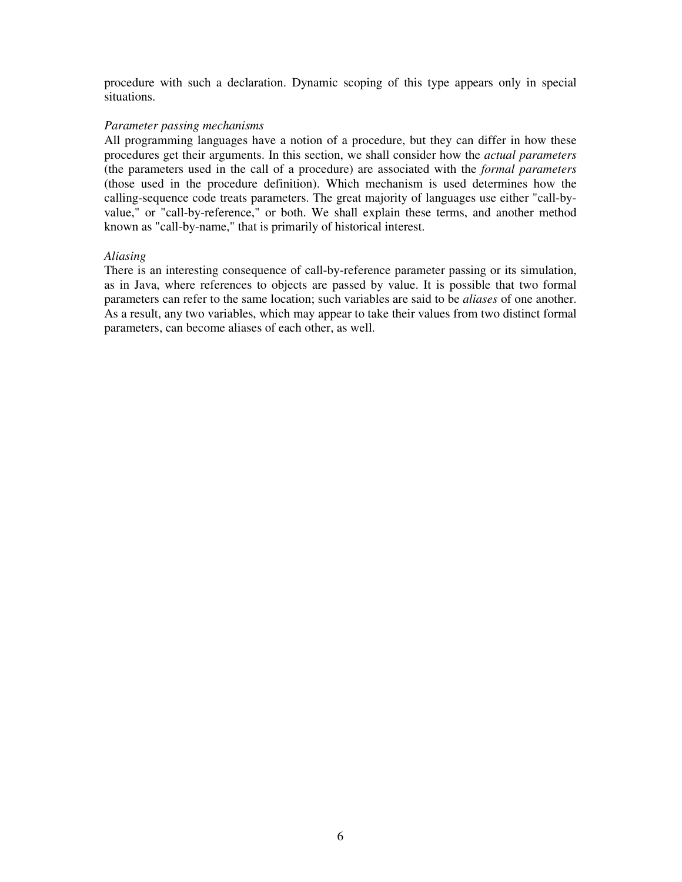procedure with such a declaration. Dynamic scoping of this type appears only in special situations.

*Parameter passing mechanisms*

All programming languages have a notion of a procedure, but they can differ in how these procedures get their arguments. In this section, we shall consider how the *actual parameters* (the parameters used in the call of a procedure) are associated with the *formal parameters* (those used in the procedure definition). Which mechanism is used determines how the calling-sequence code treats parameters. The great majority of languages use either "call-by-value," or "call-by-reference," or both. We shall explain these terms, and another method known as "call-by-name," that is primarily of historical interest.

*Aliasing*

There is an interesting consequence of call-by-reference parameter passing or its simulation, as in Java, where references to objects are passed by value. It is possible that two formal parameters can refer to the same location; such variables are said to be *aliases* of one another. As a result, any two variables, which may appear to take their values from two distinct formal parameters, can become aliases of each other, as well.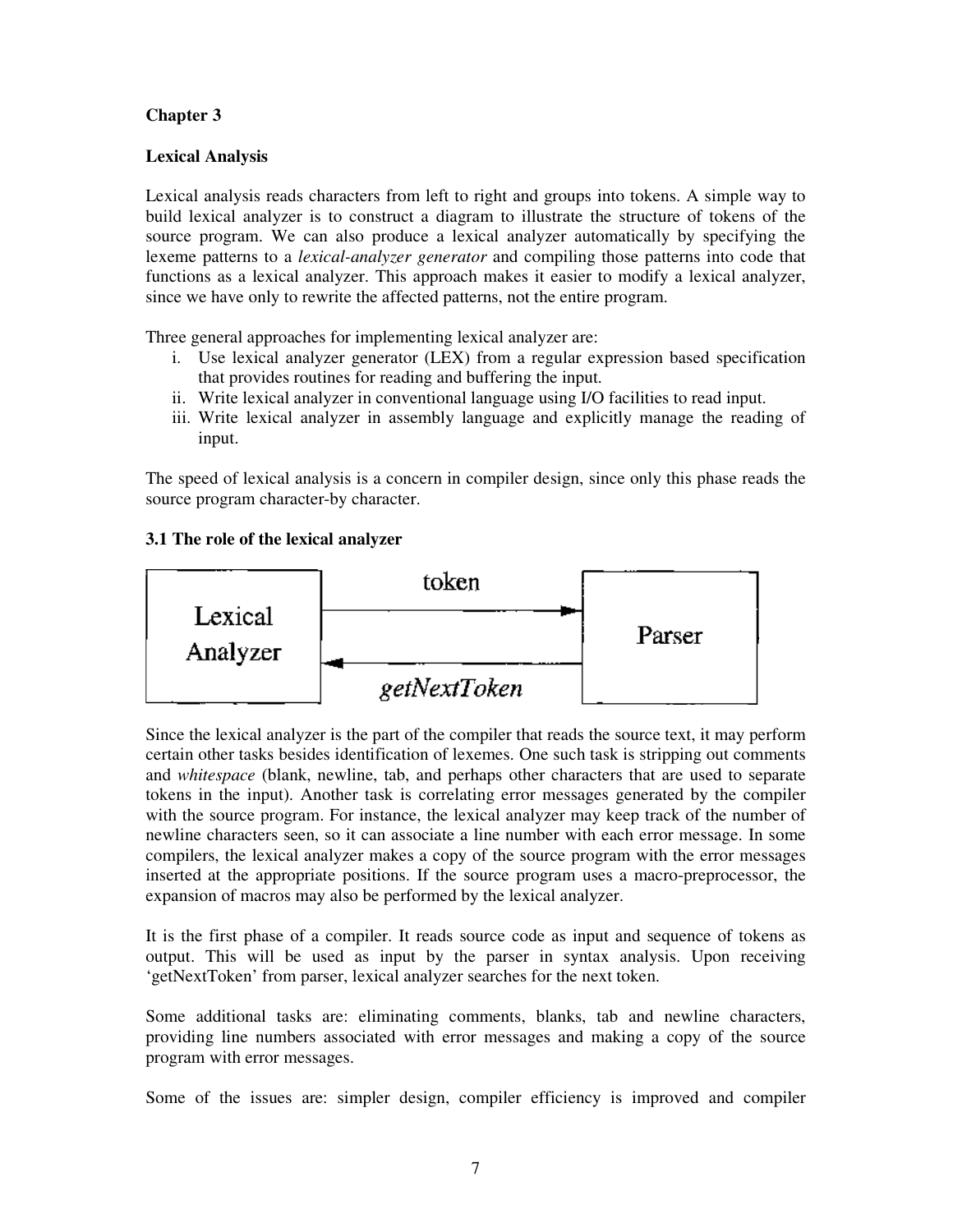**Chapter 3**

**Lexical Analysis**

Lexical analysis reads characters from left to right and groups into tokens. A simple way to build lexical analyzer is to construct a diagram to illustrate the structure of tokens of the source program. We can also produce a lexical analyzer automatically by specifying the lexeme patterns to a *lexical-analyzer generator* and compiling those patterns into code that functions as a lexical analyzer. This approach makes it easier to modify a lexical analyzer, since we have only to rewrite the affected patterns, not the entire program.

Three general approaches for implementing lexical analyzer are:

i. Use lexical analyzer generator (LEX) from a regular expression based specification that provides routines for reading and buffering the input.
ii. Write lexical analyzer in conventional language using I/O facilities to read input.
iii. Write lexical analyzer in assembly language and explicitly manage the reading of input.

The speed of lexical analysis is a concern in compiler design, since only this phase reads the source program character-by character.

**3.1 The role of the lexical analyzer**

Lexical Analyzer —token→ Parser

Parser —*getNextToken*→ Lexical Analyzer

Since the lexical analyzer is the part of the compiler that reads the source text, it may perform certain other tasks besides identification of lexemes. One such task is stripping out comments and *whitespace* (blank, newline, tab, and perhaps other characters that are used to separate tokens in the input). Another task is correlating error messages generated by the compiler with the source program. For instance, the lexical analyzer may keep track of the number of newline characters seen, so it can associate a line number with each error message. In some compilers, the lexical analyzer makes a copy of the source program with the error messages inserted at the appropriate positions. If the source program uses a macro-preprocessor, the expansion of macros may also be performed by the lexical analyzer.

It is the first phase of a compiler. It reads source code as input and sequence of tokens as output. This will be used as input by the parser in syntax analysis. Upon receiving 'getNextToken' from parser, lexical analyzer searches for the next token.

Some additional tasks are: eliminating comments, blanks, tab and newline characters, providing line numbers associated with error messages and making a copy of the source program with error messages.

Some of the issues are: simpler design, compiler efficiency is improved and compiler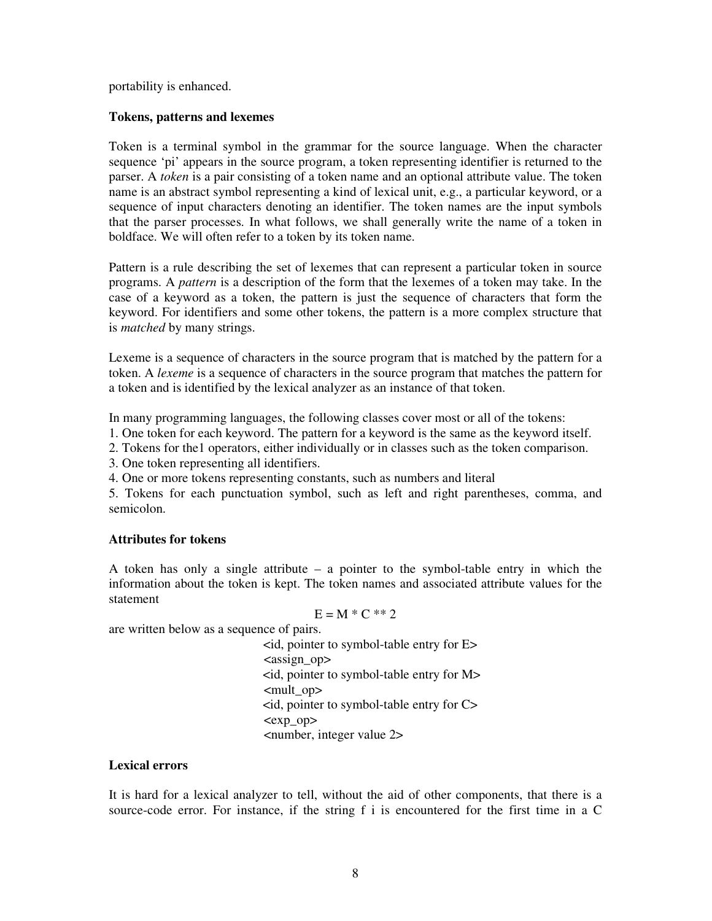portability is enhanced.

**Tokens, patterns and lexemes**

Token is a terminal symbol in the grammar for the source language. When the character sequence 'pi' appears in the source program, a token representing identifier is returned to the parser. A *token* is a pair consisting of a token name and an optional attribute value. The token name is an abstract symbol representing a kind of lexical unit, e.g., a particular keyword, or a sequence of input characters denoting an identifier. The token names are the input symbols that the parser processes. In what follows, we shall generally write the name of a token in boldface. We will often refer to a token by its token name.

Pattern is a rule describing the set of lexemes that can represent a particular token in source programs. A *pattern* is a description of the form that the lexemes of a token may take. In the case of a keyword as a token, the pattern is just the sequence of characters that form the keyword. For identifiers and some other tokens, the pattern is a more complex structure that is *matched* by many strings.

Lexeme is a sequence of characters in the source program that is matched by the pattern for a token. A *lexeme* is a sequence of characters in the source program that matches the pattern for a token and is identified by the lexical analyzer as an instance of that token.

In many programming languages, the following classes cover most or all of the tokens:

1. One token for each keyword. The pattern for a keyword is the same as the keyword itself.
2. Tokens for the1 operators, either individually or in classes such as the token comparison.
3. One token representing all identifiers.
4. One or more tokens representing constants, such as numbers and literal
5. Tokens for each punctuation symbol, such as left and right parentheses, comma, and semicolon.

**Attributes for tokens**

A token has only a single attribute – a pointer to the symbol-table entry in which the information about the token is kept. The token names and associated attribute values for the statement

E = M * C ** 2

are written below as a sequence of pairs.

<id, pointer to symbol-table entry for E>
<assign_op>
<id, pointer to symbol-table entry for M>
<mult_op>
<id, pointer to symbol-table entry for C>
<exp_op>
<number, integer value 2>

**Lexical errors**

It is hard for a lexical analyzer to tell, without the aid of other components, that there is a source-code error. For instance, if the string f i is encountered for the first time in a C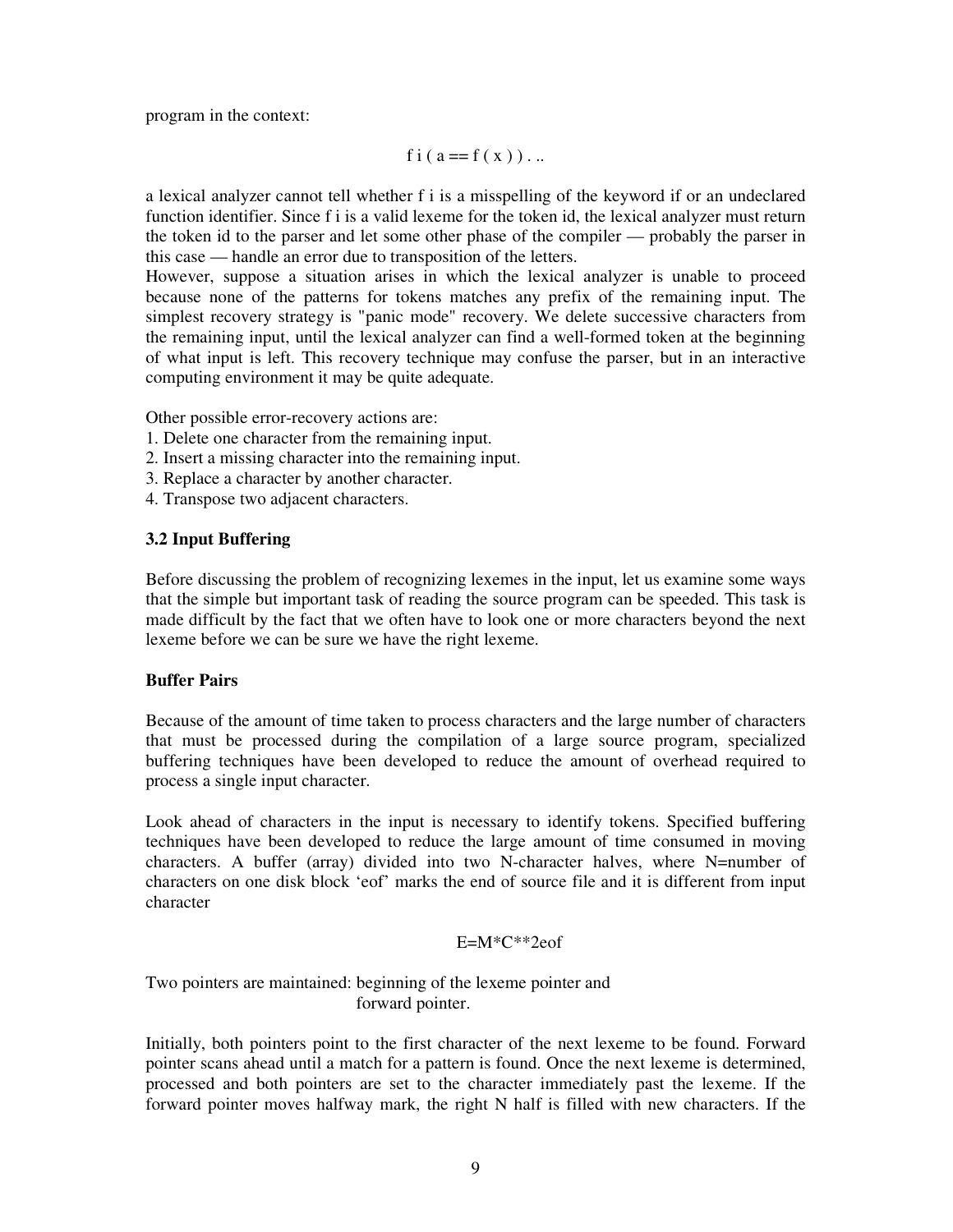program in the context:

f i ( a == f ( x ) ) . ..

a lexical analyzer cannot tell whether f i is a misspelling of the keyword if or an undeclared function identifier. Since f i is a valid lexeme for the token id, the lexical analyzer must return the token id to the parser and let some other phase of the compiler — probably the parser in this case — handle an error due to transposition of the letters.
However, suppose a situation arises in which the lexical analyzer is unable to proceed because none of the patterns for tokens matches any prefix of the remaining input. The simplest recovery strategy is "panic mode" recovery. We delete successive characters from the remaining input, until the lexical analyzer can find a well-formed token at the beginning of what input is left. This recovery technique may confuse the parser, but in an interactive computing environment it may be quite adequate.

Other possible error-recovery actions are:
1. Delete one character from the remaining input.
2. Insert a missing character into the remaining input.
3. Replace a character by another character.
4. Transpose two adjacent characters.

**3.2 Input Buffering**

Before discussing the problem of recognizing lexemes in the input, let us examine some ways that the simple but important task of reading the source program can be speeded. This task is made difficult by the fact that we often have to look one or more characters beyond the next lexeme before we can be sure we have the right lexeme.

**Buffer Pairs**

Because of the amount of time taken to process characters and the large number of characters that must be processed during the compilation of a large source program, specialized buffering techniques have been developed to reduce the amount of overhead required to process a single input character.

Look ahead of characters in the input is necessary to identify tokens. Specified buffering techniques have been developed to reduce the large amount of time consumed in moving characters. A buffer (array) divided into two N-character halves, where N=number of characters on one disk block 'eof' marks the end of source file and it is different from input character

E=M*C**2eof

Two pointers are maintained: beginning of the lexeme pointer and
forward pointer.

Initially, both pointers point to the first character of the next lexeme to be found. Forward pointer scans ahead until a match for a pattern is found. Once the next lexeme is determined, processed and both pointers are set to the character immediately past the lexeme. If the forward pointer moves halfway mark, the right N half is filled with new characters. If the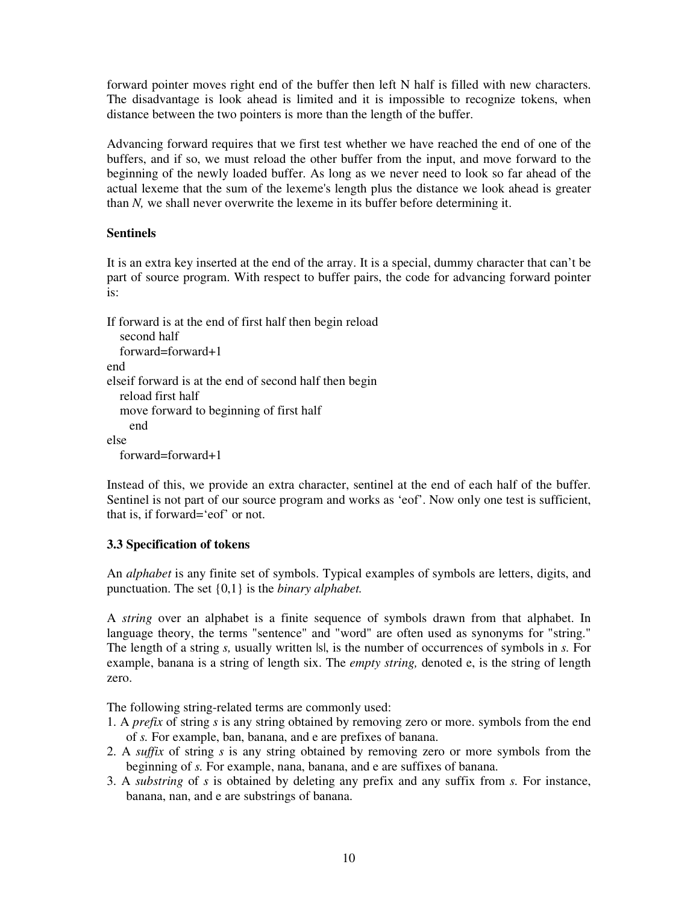forward pointer moves right end of the buffer then left N half is filled with new characters. The disadvantage is look ahead is limited and it is impossible to recognize tokens, when distance between the two pointers is more than the length of the buffer.

Advancing forward requires that we first test whether we have reached the end of one of the buffers, and if so, we must reload the other buffer from the input, and move forward to the beginning of the newly loaded buffer. As long as we never need to look so far ahead of the actual lexeme that the sum of the lexeme's length plus the distance we look ahead is greater than *N,* we shall never overwrite the lexeme in its buffer before determining it.

**Sentinels**

It is an extra key inserted at the end of the array. It is a special, dummy character that can't be part of source program. With respect to buffer pairs, the code for advancing forward pointer is:

```
If forward is at the end of first half then begin reload
   second half
   forward=forward+1
end
elseif forward is at the end of second half then begin
   reload first half
   move forward to beginning of first half
      end
else
   forward=forward+1
```

Instead of this, we provide an extra character, sentinel at the end of each half of the buffer. Sentinel is not part of our source program and works as 'eof'. Now only one test is sufficient, that is, if forward='eof' or not.

**3.3 Specification of tokens**

An *alphabet* is any finite set of symbols. Typical examples of symbols are letters, digits, and punctuation. The set {0,1} is the *binary alphabet.*

A *string* over an alphabet is a finite sequence of symbols drawn from that alphabet. In language theory, the terms "sentence" and "word" are often used as synonyms for "string." The length of a string *s,* usually written |s|, is the number of occurrences of symbols in *s.* For example, banana is a string of length six. The *empty string,* denoted e, is the string of length zero.

The following string-related terms are commonly used:

1. A *prefix* of string *s* is any string obtained by removing zero or more. symbols from the end of *s.* For example, ban, banana, and e are prefixes of banana.
2. A *suffix* of string *s* is any string obtained by removing zero or more symbols from the beginning of *s.* For example, nana, banana, and e are suffixes of banana.
3. A *substring* of *s* is obtained by deleting any prefix and any suffix from *s.* For instance, banana, nan, and e are substrings of banana.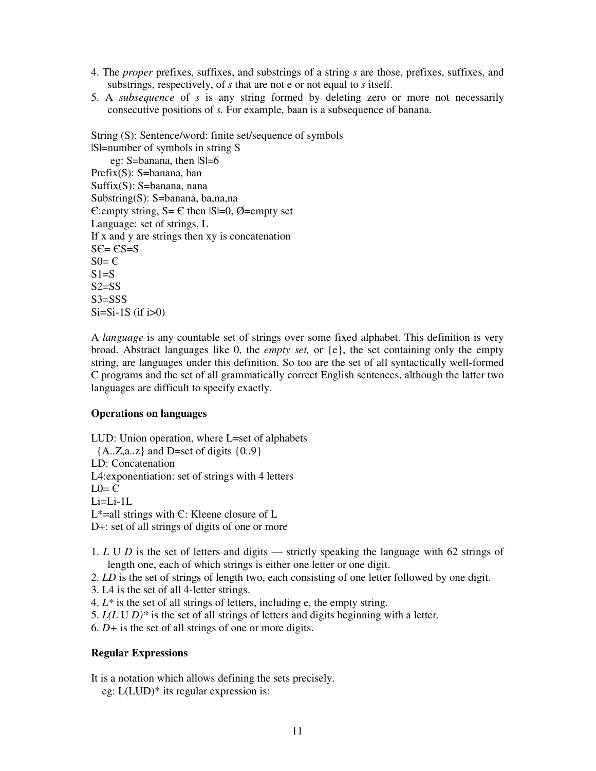4. The *proper* prefixes, suffixes, and substrings of a string *s* are those, prefixes, suffixes, and substrings, respectively, of *s* that are not e or not equal to *s* itself.
5. A *subsequence* of *s* is any string formed by deleting zero or more not necessarily consecutive positions of *s.* For example, baan is a subsequence of banana.

String (S): Sentence/word: finite set/sequence of symbols
|S|=number of symbols in string S
  eg: S=banana, then |S|=6
Prefix(S): S=banana, ban
Suffix(S): S=banana, nana
Substring(S): S=banana, ba,na,na
Є:empty string, S= Є then |S|=0, Ø=empty set
Language: set of strings, L
If x and y are strings then xy is concatenation
SЄ= ЄS=S
$S^0$= Є
$S^1$=S
$S^2$=SS
$S^3$=SSS
$S^i=S^{i-1}S$ (if i>0)

A *language* is any countable set of strings over some fixed alphabet. This definition is very broad. Abstract languages like 0, the *empty set,* or {e}, the set containing only the empty string, are languages under this definition. So too are the set of all syntactically well-formed C programs and the set of all grammatically correct English sentences, although the latter two languages are difficult to specify exactly.

**Operations on languages**

LUD: Union operation, where L=set of alphabets
  {A..Z,a..z} and D=set of digits {0..9}
LD: Concatenation
$L^4$:exponentiation: set of strings with 4 letters
$L^0$= Є
$L^i=L^{i-1}L$
$L^*$=all strings with Є: Kleene closure of L
$D^+$: set of all strings of digits of one or more

1. *L* U *D* is the set of letters and digits — strictly speaking the language with 62 strings of length one, each of which strings is either one letter or one digit.
2. *LD* is the set of strings of length two, each consisting of one letter followed by one digit.
3. $L^4$ is the set of all 4-letter strings.
4. $L^*$ is the set of all strings of letters, including e, the empty string.
5. $L(L \text{ U } D)^*$ is the set of all strings of letters and digits beginning with a letter.
6. $D^+$ is the set of all strings of one or more digits.

**Regular Expressions**

It is a notation which allows defining the sets precisely.
  eg: L(LUD)* its regular expression is: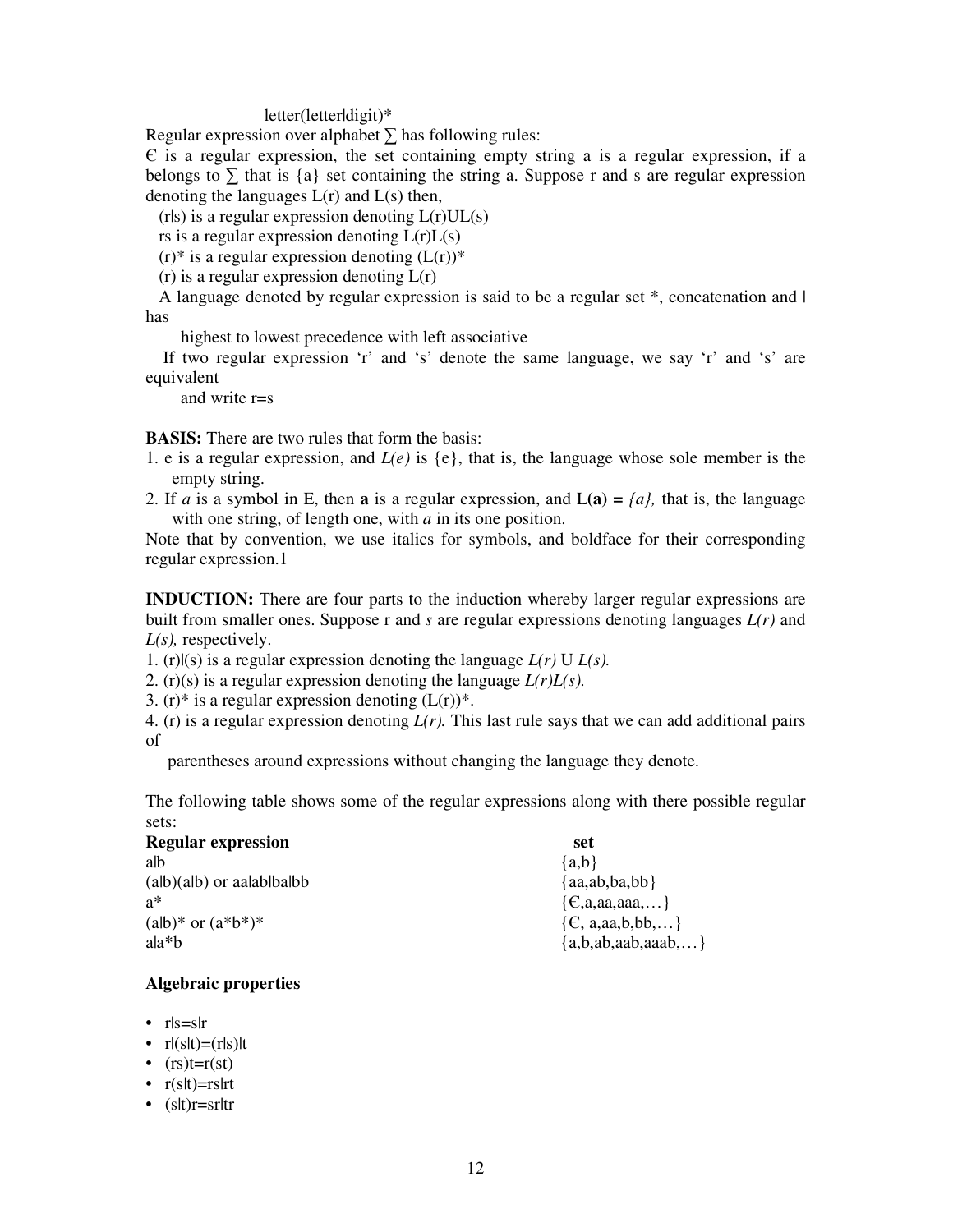letter(letter|digit)*

Regular expression over alphabet ∑ has following rules:

Є is a regular expression, the set containing empty string a is a regular expression, if a belongs to ∑ that is {a} set containing the string a. Suppose r and s are regular expression denoting the languages L(r) and L(s) then,

(r|s) is a regular expression denoting L(r)UL(s)

rs is a regular expression denoting L(r)L(s)

(r)* is a regular expression denoting (L(r))*

(r) is a regular expression denoting L(r)

A language denoted by regular expression is said to be a regular set *, concatenation and | has

highest to lowest precedence with left associative

If two regular expression 'r' and 's' denote the same language, we say 'r' and 's' are equivalent

and write r=s

**BASIS:** There are two rules that form the basis:

1. e is a regular expression, and *L(e)* is {e}, that is, the language whose sole member is the empty string.
2. If *a* is a symbol in E, then **a** is a regular expression, and L(**a**) = *{a},* that is, the language with one string, of length one, with *a* in its one position.

Note that by convention, we use italics for symbols, and boldface for their corresponding regular expression.1

**INDUCTION:** There are four parts to the induction whereby larger regular expressions are built from smaller ones. Suppose r and *s* are regular expressions denoting languages *L(r)* and *L(s),* respectively.

1. (r)|(s) is a regular expression denoting the language *L(r)* U *L(s).*
2. (r)(s) is a regular expression denoting the language *L(r)L(s).*
3. (r)* is a regular expression denoting (L(r))*.
4. (r) is a regular expression denoting *L(r).* This last rule says that we can add additional pairs of

   parentheses around expressions without changing the language they denote.

The following table shows some of the regular expressions along with there possible regular sets:

| **Regular expression** | **set** |
|---|---|
| a\|b | {a,b} |
| (a\|b)(a\|b) or aa\|ab\|ba\|bb | {aa,ab,ba,bb} |
| a* | {Є,a,aa,aaa,…} |
| (a\|b)* or (a*b*)* | {Є, a,aa,b,bb,…} |
| a\|a*b | {a,b,ab,aab,aaab,…} |

**Algebraic properties**

- r|s=s|r
- r|(s|t)=(r|s)|t
- (rs)t=r(st)
- r(s|t)=rs|rt
- (s|t)r=sr|tr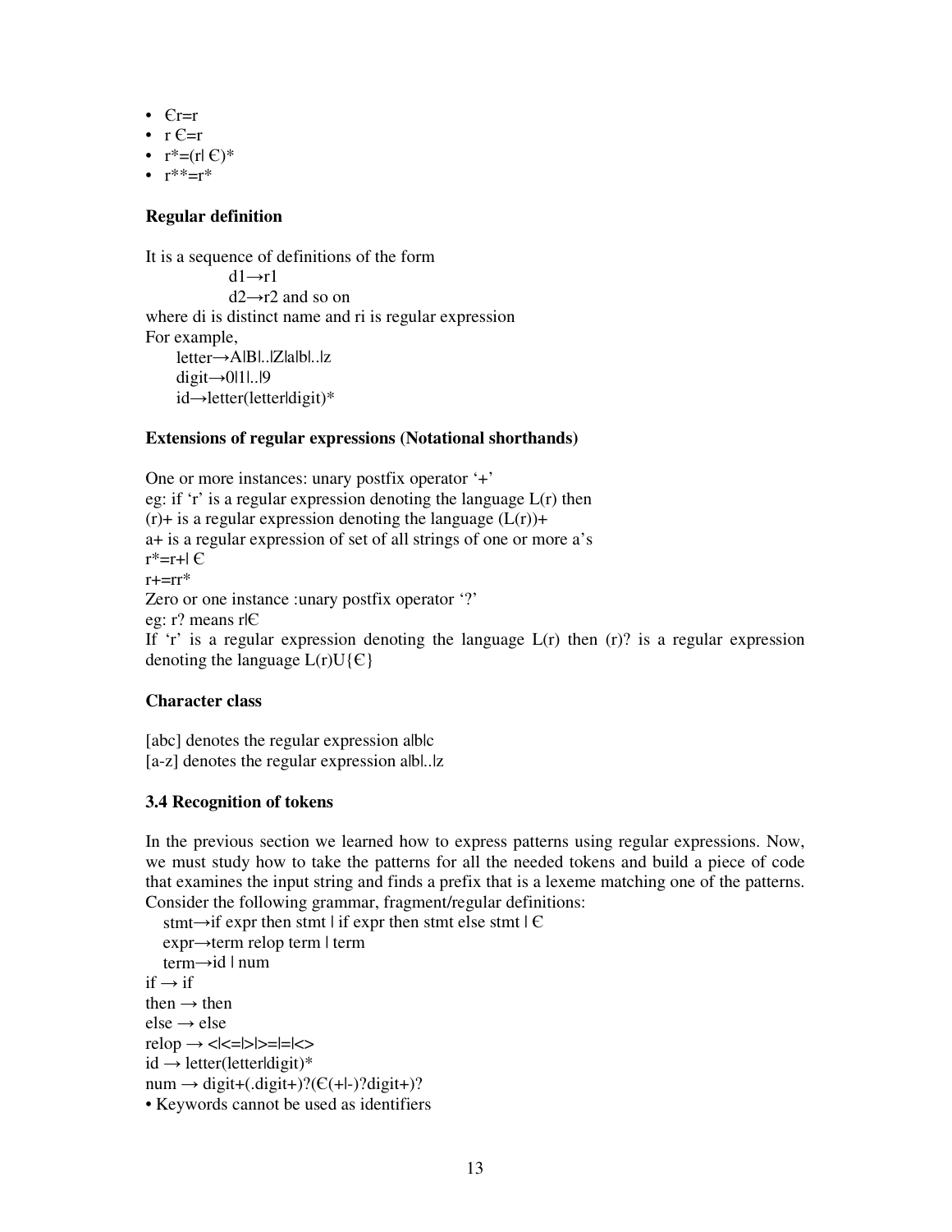- Єr=r
- r Є=r
- r*=(r| Є)*
- r**=r*

**Regular definition**

It is a sequence of definitions of the form

d1→r1

d2→r2 and so on

where di is distinct name and ri is regular expression

For example,

letter→A|B|..|Z|a|b|..|z

digit→0|1|..|9

id→letter(letter|digit)*

**Extensions of regular expressions (Notational shorthands)**

One or more instances: unary postfix operator '+'

eg: if 'r' is a regular expression denoting the language L(r) then

(r)+ is a regular expression denoting the language (L(r))+

a+ is a regular expression of set of all strings of one or more a's

r*=r+| Є

r+=rr*

Zero or one instance :unary postfix operator '?'

eg: r? means r|Є

If 'r' is a regular expression denoting the language L(r) then (r)? is a regular expression denoting the language L(r)U{Є}

**Character class**

[abc] denotes the regular expression a|b|c

[a-z] denotes the regular expression a|b|..|z

**3.4 Recognition of tokens**

In the previous section we learned how to express patterns using regular expressions. Now, we must study how to take the patterns for all the needed tokens and build a piece of code that examines the input string and finds a prefix that is a lexeme matching one of the patterns. Consider the following grammar, fragment/regular definitions:

stmt→if expr then stmt | if expr then stmt else stmt | Є

expr→term relop term | term

term→id | num

if → if

then → then

else → else

relop → <|<=|>|>=|=|<>

id → letter(letter|digit)*

num → digit+(.digit+)?(Є(+|-)?digit+)?

• Keywords cannot be used as identifiers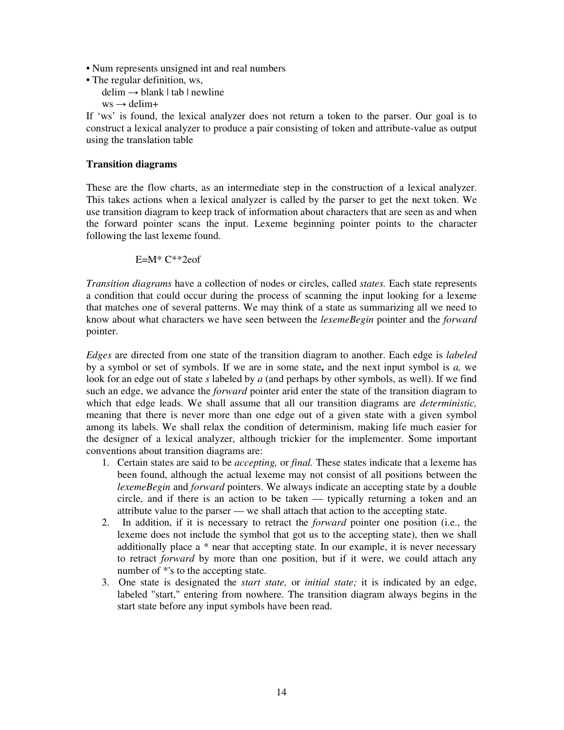- Num represents unsigned int and real numbers
- The regular definition, ws,

  delim → blank | tab | newline

  ws → delim+

If 'ws' is found, the lexical analyzer does not return a token to the parser. Our goal is to construct a lexical analyzer to produce a pair consisting of token and attribute-value as output using the translation table

**Transition diagrams**

These are the flow charts, as an intermediate step in the construction of a lexical analyzer. This takes actions when a lexical analyzer is called by the parser to get the next token. We use transition diagram to keep track of information about characters that are seen as and when the forward pointer scans the input. Lexeme beginning pointer points to the character following the last lexeme found.

E=M* C**2eof

*Transition diagrams* have a collection of nodes or circles, called *states.* Each state represents a condition that could occur during the process of scanning the input looking for a lexeme that matches one of several patterns. We may think of a state as summarizing all we need to know about what characters we have seen between the *lexemeBegin* pointer and the *forward* pointer.

*Edges* are directed from one state of the transition diagram to another. Each edge is *labeled* by a symbol or set of symbols. If we are in some state**,** and the next input symbol is *a,* we look for an edge out of state *s* labeled by *a* (and perhaps by other symbols, as well). If we find such an edge, we advance the *forward* pointer arid enter the state of the transition diagram to which that edge leads. We shall assume that all our transition diagrams are *deterministic,* meaning that there is never more than one edge out of a given state with a given symbol among its labels. We shall relax the condition of determinism, making life much easier for the designer of a lexical analyzer, although trickier for the implementer. Some important conventions about transition diagrams are:

1. Certain states are said to be *accepting,* or *final.* These states indicate that a lexeme has been found, although the actual lexeme may not consist of all positions between the *lexemeBegin* and *forward* pointers. We always indicate an accepting state by a double circle, and if there is an action to be taken — typically returning a token and an attribute value to the parser — we shall attach that action to the accepting state.
2. In addition, if it is necessary to retract the *forward* pointer one position (i.e., the lexeme does not include the symbol that got us to the accepting state), then we shall additionally place a * near that accepting state. In our example, it is never necessary to retract *forward* by more than one position, but if it were, we could attach any number of *'s to the accepting state.
3. One state is designated the *start state,* or *initial state;* it is indicated by an edge, labeled "start," entering from nowhere. The transition diagram always begins in the start state before any input symbols have been read.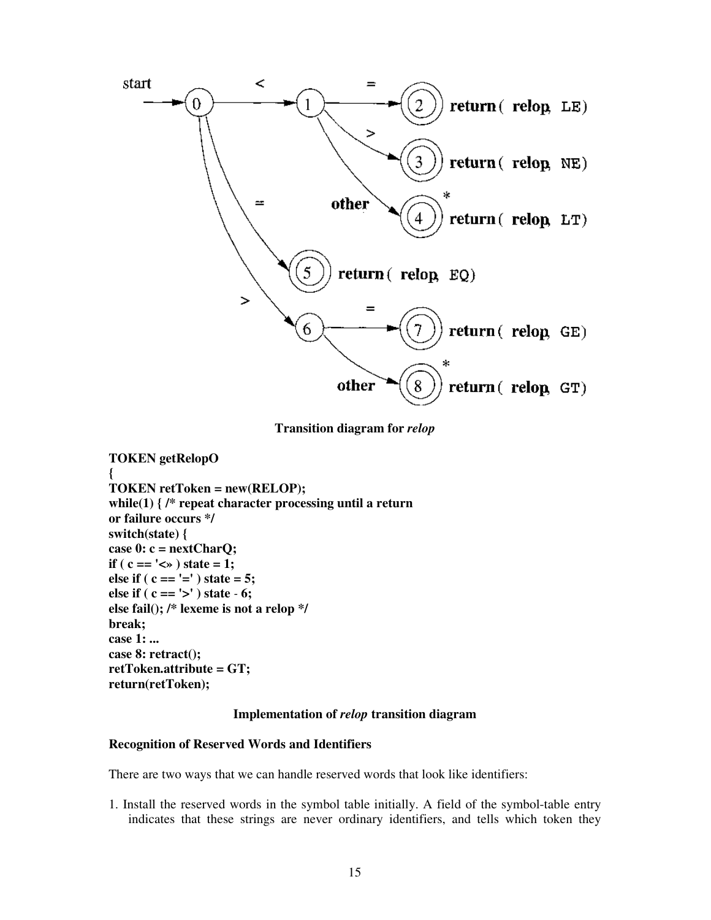**Transition diagram for *relop***

```
TOKEN getRelopO
{
TOKEN retToken = new(RELOP);
while(1) { /* repeat character processing until a return
or failure occurs */
switch(state) {
case 0: c = nextCharQ;
if ( c == '<» ) state = 1;
else if ( c == '=' ) state = 5;
else if ( c == '>' ) state - 6;
else fail(); /* lexeme is not a relop */
break;
case 1: ...
case 8: retract();
retToken.attribute = GT;
return(retToken);
```

**Implementation of *relop* transition diagram**

**Recognition of Reserved Words and Identifiers**

There are two ways that we can handle reserved words that look like identifiers:

1. Install the reserved words in the symbol table initially. A field of the symbol-table entry indicates that these strings are never ordinary identifiers, and tells which token they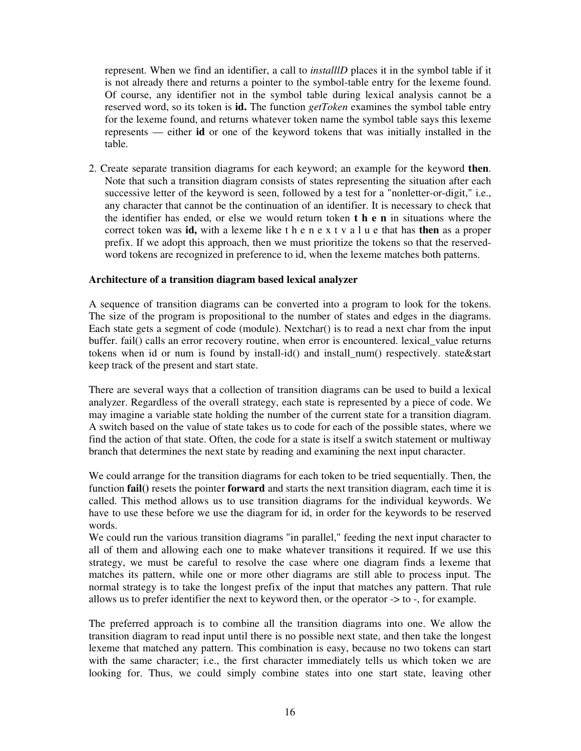represent. When we find an identifier, a call to *installID* places it in the symbol table if it is not already there and returns a pointer to the symbol-table entry for the lexeme found. Of course, any identifier not in the symbol table during lexical analysis cannot be a reserved word, so its token is **id.** The function *getToken* examines the symbol table entry for the lexeme found, and returns whatever token name the symbol table says this lexeme represents — either **id** or one of the keyword tokens that was initially installed in the table.

2. Create separate transition diagrams for each keyword; an example for the keyword **then**. Note that such a transition diagram consists of states representing the situation after each successive letter of the keyword is seen, followed by a test for a "nonletter-or-digit," i.e., any character that cannot be the continuation of an identifier. It is necessary to check that the identifier has ended, or else we would return token **t h e n** in situations where the correct token was **id,** with a lexeme like t h e n e x t v a l u e that has **then** as a proper prefix. If we adopt this approach, then we must prioritize the tokens so that the reserved-word tokens are recognized in preference to id, when the lexeme matches both patterns.

**Architecture of a transition diagram based lexical analyzer**

A sequence of transition diagrams can be converted into a program to look for the tokens. The size of the program is propositional to the number of states and edges in the diagrams. Each state gets a segment of code (module). Nextchar() is to read a next char from the input buffer. fail() calls an error recovery routine, when error is encountered. lexical_value returns tokens when id or num is found by install-id() and install_num() respectively. state&start keep track of the present and start state.

There are several ways that a collection of transition diagrams can be used to build a lexical analyzer. Regardless of the overall strategy, each state is represented by a piece of code. We may imagine a variable state holding the number of the current state for a transition diagram. A switch based on the value of state takes us to code for each of the possible states, where we find the action of that state. Often, the code for a state is itself a switch statement or multiway branch that determines the next state by reading and examining the next input character.

We could arrange for the transition diagrams for each token to be tried sequentially. Then, the function **fail()** resets the pointer **forward** and starts the next transition diagram, each time it is called. This method allows us to use transition diagrams for the individual keywords. We have to use these before we use the diagram for id, in order for the keywords to be reserved words.
We could run the various transition diagrams "in parallel," feeding the next input character to all of them and allowing each one to make whatever transitions it required. If we use this strategy, we must be careful to resolve the case where one diagram finds a lexeme that matches its pattern, while one or more other diagrams are still able to process input. The normal strategy is to take the longest prefix of the input that matches any pattern. That rule allows us to prefer identifier the next to keyword then, or the operator -> to -, for example.

The preferred approach is to combine all the transition diagrams into one. We allow the transition diagram to read input until there is no possible next state, and then take the longest lexeme that matched any pattern. This combination is easy, because no two tokens can start with the same character; i.e., the first character immediately tells us which token we are looking for. Thus, we could simply combine states into one start state, leaving other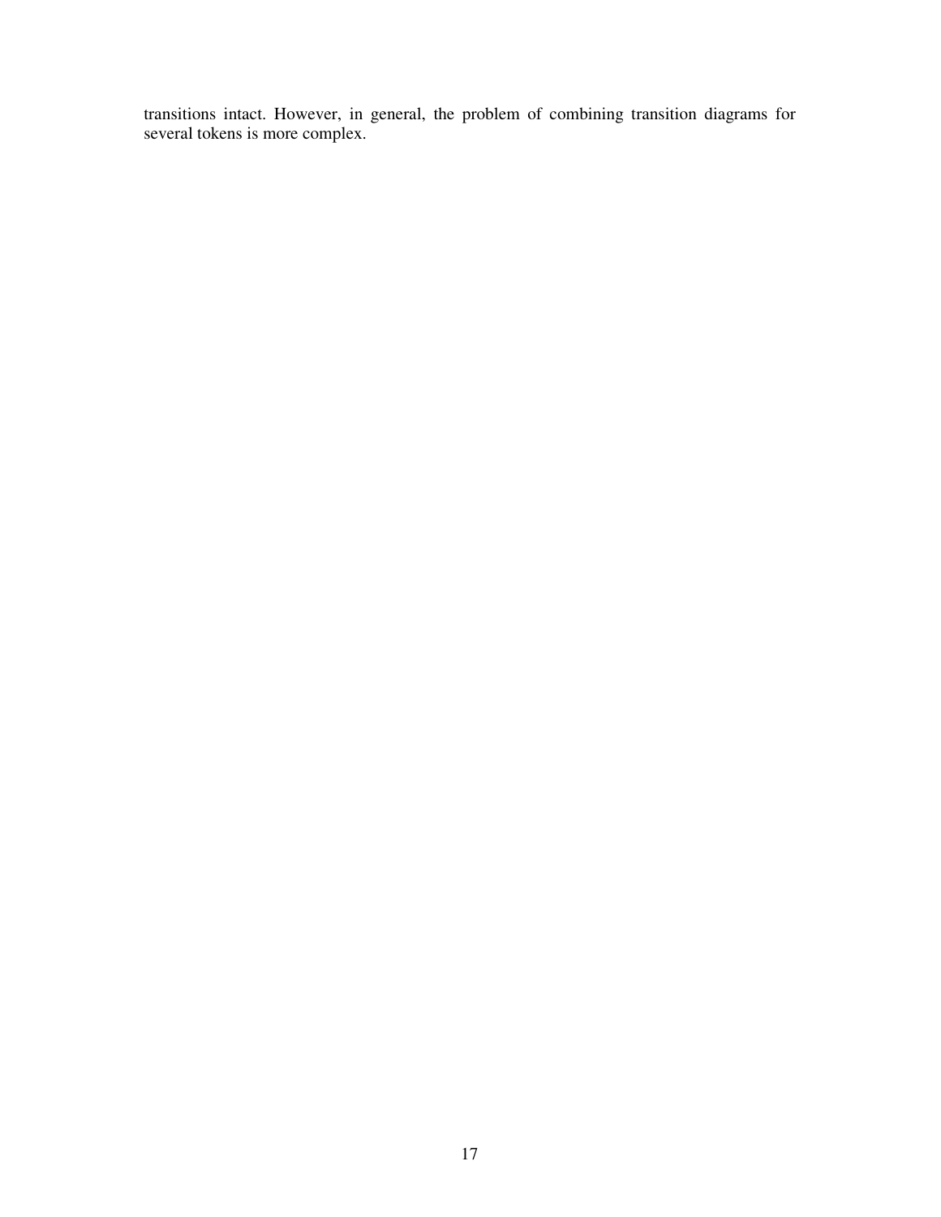transitions intact. However, in general, the problem of combining transition diagrams for several tokens is more complex.